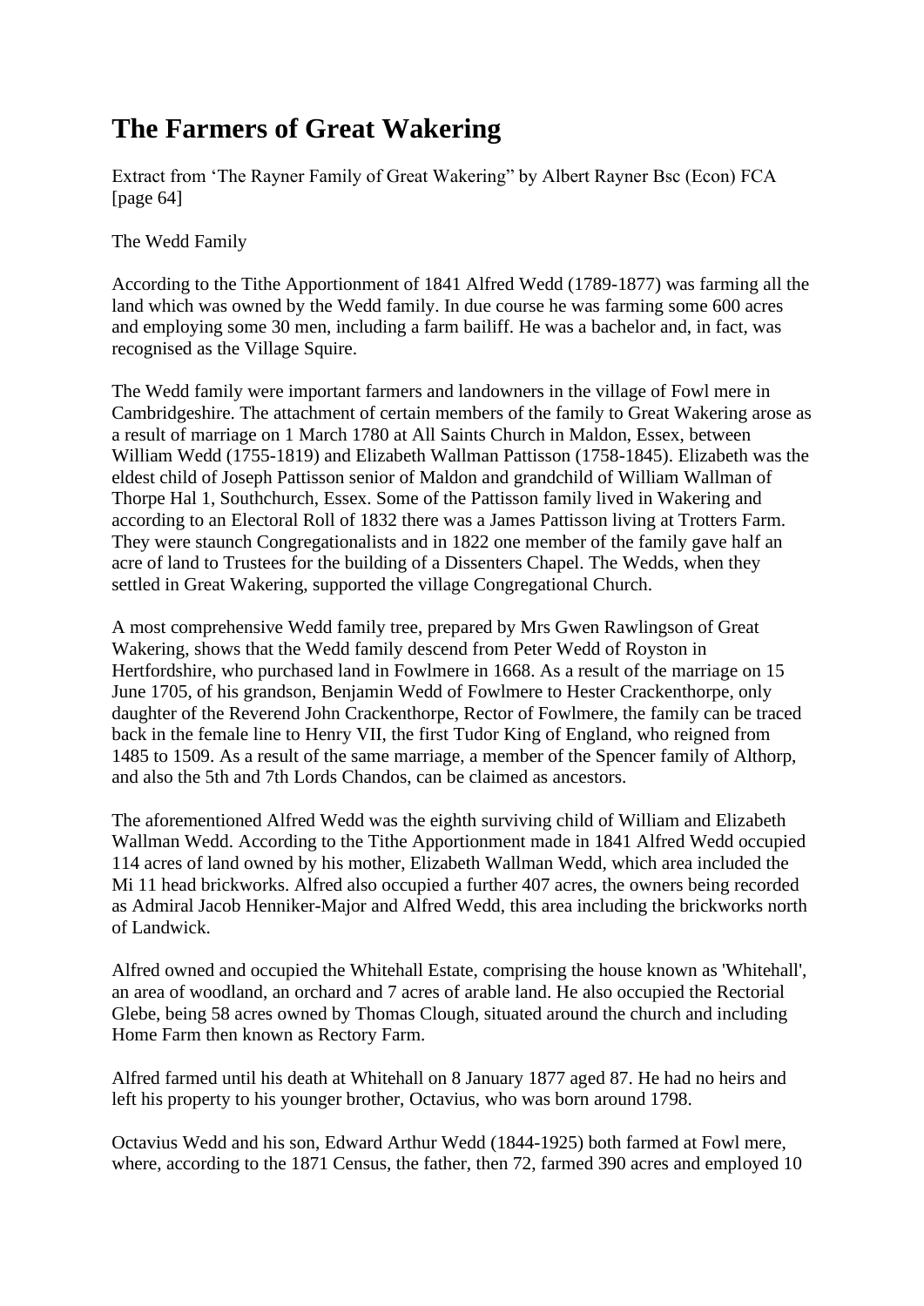# The Farmers of Great Wakering

Extract from 'The Rayner Family of Great Wakering" by Albert Rayner Bsc (Econ) FCA [page 64]

The Wedd Family

According to the Tithe Apportionment of 1841 Alfred Wedd (1789-1877) was farming all the land which was owned by the Wedd family. In due course he was farming some 600 acres and employing some 30 men, including a farm bailiff. He was a bachelor and, in fact, was recognised as the Village Squire.

The Wedd family were important farmers and landowners in the village of Fowl mere in Cambridgeshire. The attachment of certain members of the family to Great Wakering arose as a result of marriage on 1 March 1780 at All Saints Church in Maldon, Essex, between William Wedd (1755-1819) and Elizabeth Wallman Pattisson (1758-1845). Elizabeth was the eldest child of Joseph Pattisson senior of Maldon and grandchild of William Wallman of Thorpe Hal 1, Southchurch, Essex. Some of the Pattisson family lived in Wakering and according to an Electoral Roll of 1832 there was a James Pattisson living at Trotters Farm. They were staunch Congregationalists and in 1822 one member of the family gave half an acre of land to Trustees for the building of a Dissenters Chapel. The Wedds, when they settled in Great Wakering, supported the village Congregational Church.

A most comprehensive Wedd family tree, prepared by Mrs Gwen Rawlingson of Great Wakering, shows that the Wedd family descend from Peter Wedd of Royston in Hertfordshire, who purchased land in Fowlmere in 1668. As a result of the marriage on 15 June 1705, of his grandson, Benjamin Wedd of Fowlmere to Hester Crackenthorpe, only daughter of the Reverend John Crackenthorpe, Rector of Fowlmere, the family can be traced back in the female line to Henry VII, the first Tudor King of England, who reigned from 1485 to 1509. As a result of the same marriage, a member of the Spencer family of Althorp, and also the 5th and 7th Lords Chandos, can be claimed as ancestors.

The aforementioned Alfred Wedd was the eighth surviving child of William and Elizabeth Wallman Wedd. According to the Tithe Apportionment made in 1841 Alfred Wedd occupied 114 acres of land owned by his mother, Elizabeth Wallman Wedd, which area included the Mi 11 head brickworks. Alfred also occupied a further 407 acres, the owners being recorded as Admiral Jacob Henniker-Major and Alfred Wedd, this area including the brickworks north of Landwick.

Alfred owned and occupied the Whitehall Estate, comprising the house known as 'Whitehall', an area of woodland, an orchard and 7 acres of arable land. He also occupied the Rectorial Glebe, being 58 acres owned by Thomas Clough, situated around the church and including Home Farm then known as Rectory Farm.

Alfred farmed until his death at Whitehall on 8 January 1877 aged 87. He had no heirs and left his property to his younger brother, Octavius, who was born around 1798.

Octavius Wedd and his son, Edward Arthur Wedd (1844-1925) both farmed at Fowl mere, where, according to the 1871 Census, the father, then 72, farmed 390 acres and employed 10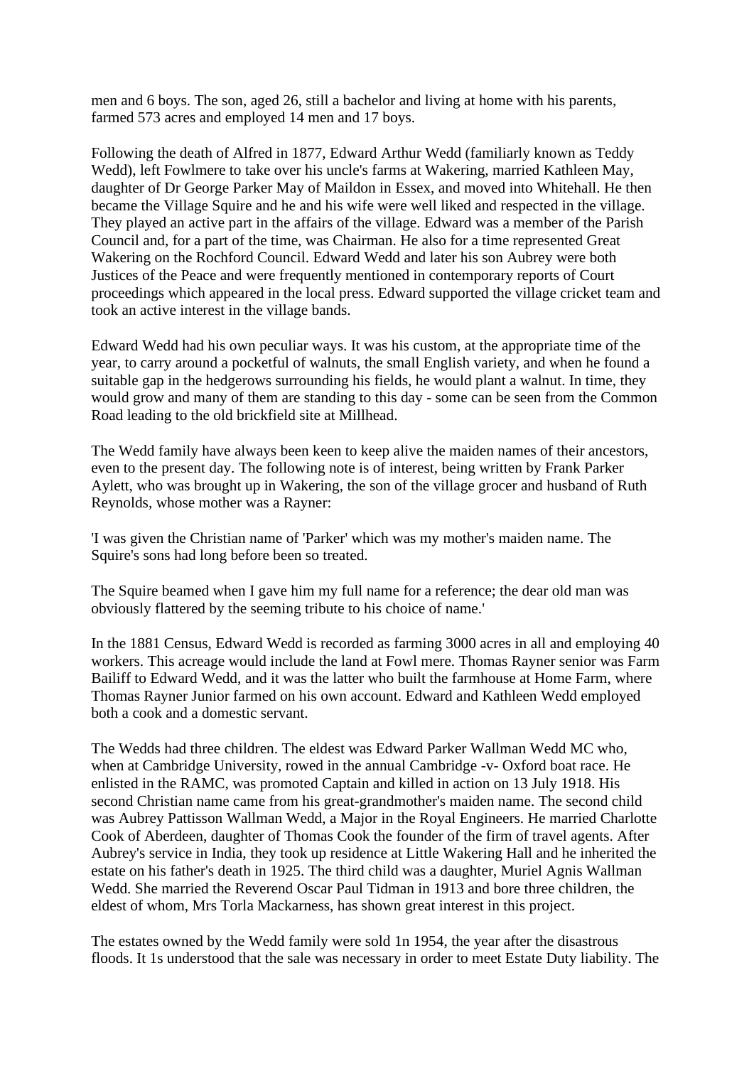men and 6 boys. The son, aged 26, still a bachelor and living at home with his parents, farmed 573 acres and employed 14 men and 17 boys.

Following the death of Alfred in 1877, Edward Arthur Wedd (familiarly known as Teddy Wedd), left Fowlmere to take over his uncle's farms at Wakering, married Kathleen May, daughter of Dr George Parker May of Maildon in Essex, and moved into Whitehall. He then became the Village Squire and he and his wife were well liked and respected in the village. They played an active part in the affairs of the village. Edward was a member of the Parish Council and, for a part of the time, was Chairman. He also for a time represented Great Wakering on the Rochford Council. Edward Wedd and later his son Aubrey were both Justices of the Peace and were frequently mentioned in contemporary reports of Court proceedings which appeared in the local press. Edward supported the village cricket team and took an active interest in the village bands.

Edward Wedd had his own peculiar ways. It was his custom, at the appropriate time of the year, to carry around a pocketful of walnuts, the small English variety, and when he found a suitable gap in the hedgerows surrounding his fields, he would plant a walnut. In time, they would grow and many of them are standing to this day - some can be seen from the Common Road leading to the old brickfield site at Millhead.

The Wedd family have always been keen to keep alive the maiden names of their ancestors, even to the present day. The following note is of interest, being written by Frank Parker Aylett, who was brought up in Wakering, the son of the village grocer and husband of Ruth Reynolds, whose mother was a Rayner:

'I was given the Christian name of 'Parker' which was my mother's maiden name. The Squire's sons had long before been so treated.

The Squire beamed when I gave him my full name for a reference; the dear old man was obviously flattered by the seeming tribute to his choice of name.'

In the 1881 Census, Edward Wedd is recorded as farming 3000 acres in all and employing 40 workers. This acreage would include the land at Fowl mere. Thomas Rayner senior was Farm Bailiff to Edward Wedd, and it was the latter who built the farmhouse at Home Farm, where Thomas Rayner Junior farmed on his own account. Edward and Kathleen Wedd employed both a cook and a domestic servant.

The Wedds had three children. The eldest was Edward Parker Wallman Wedd MC who, when at Cambridge University, rowed in the annual Cambridge -v- Oxford boat race. He enlisted in the RAMC, was promoted Captain and killed in action on 13 July 1918. His second Christian name came from his great-grandmother's maiden name. The second child was Aubrey Pattisson Wallman Wedd, a Major in the Royal Engineers. He married Charlotte Cook of Aberdeen, daughter of Thomas Cook the founder of the firm of travel agents. After Aubrey's service in India, they took up residence at Little Wakering Hall and he inherited the estate on his father's death in 1925. The third child was a daughter, Muriel Agnis Wallman Wedd. She married the Reverend Oscar Paul Tidman in 1913 and bore three children, the eldest of whom, Mrs Torla Mackarness, has shown great interest in this project.

The estates owned by the Wedd family were sold 1n 1954, the year after the disastrous floods. It 1s understood that the sale was necessary in order to meet Estate Duty liability. The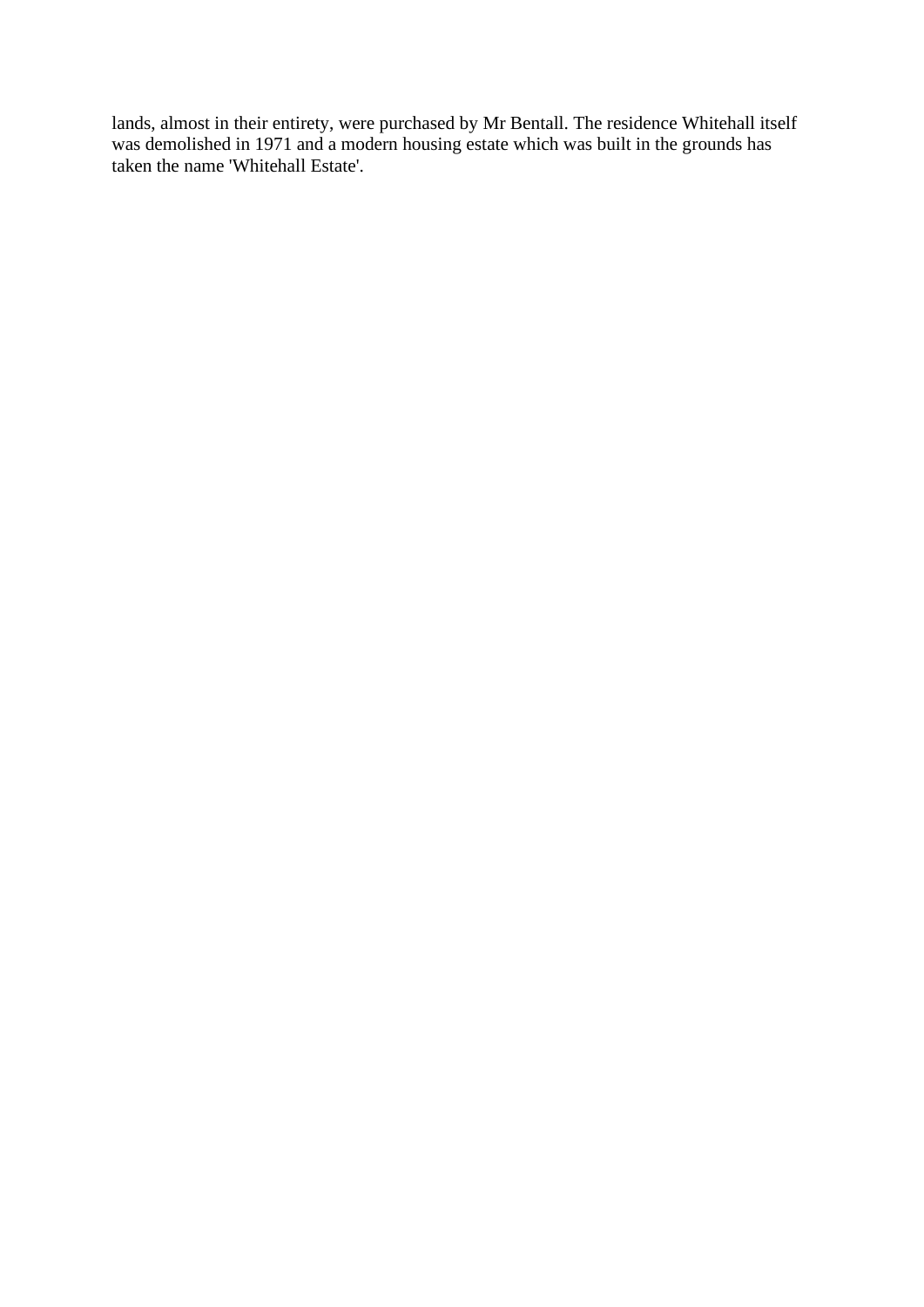lands, almost in their entirety, were purchased by Mr Bentall. The residence Whitehall itself was demolished in 1971 and a modern housing estate which was built in the grounds has taken the name 'Whitehall Estate'.